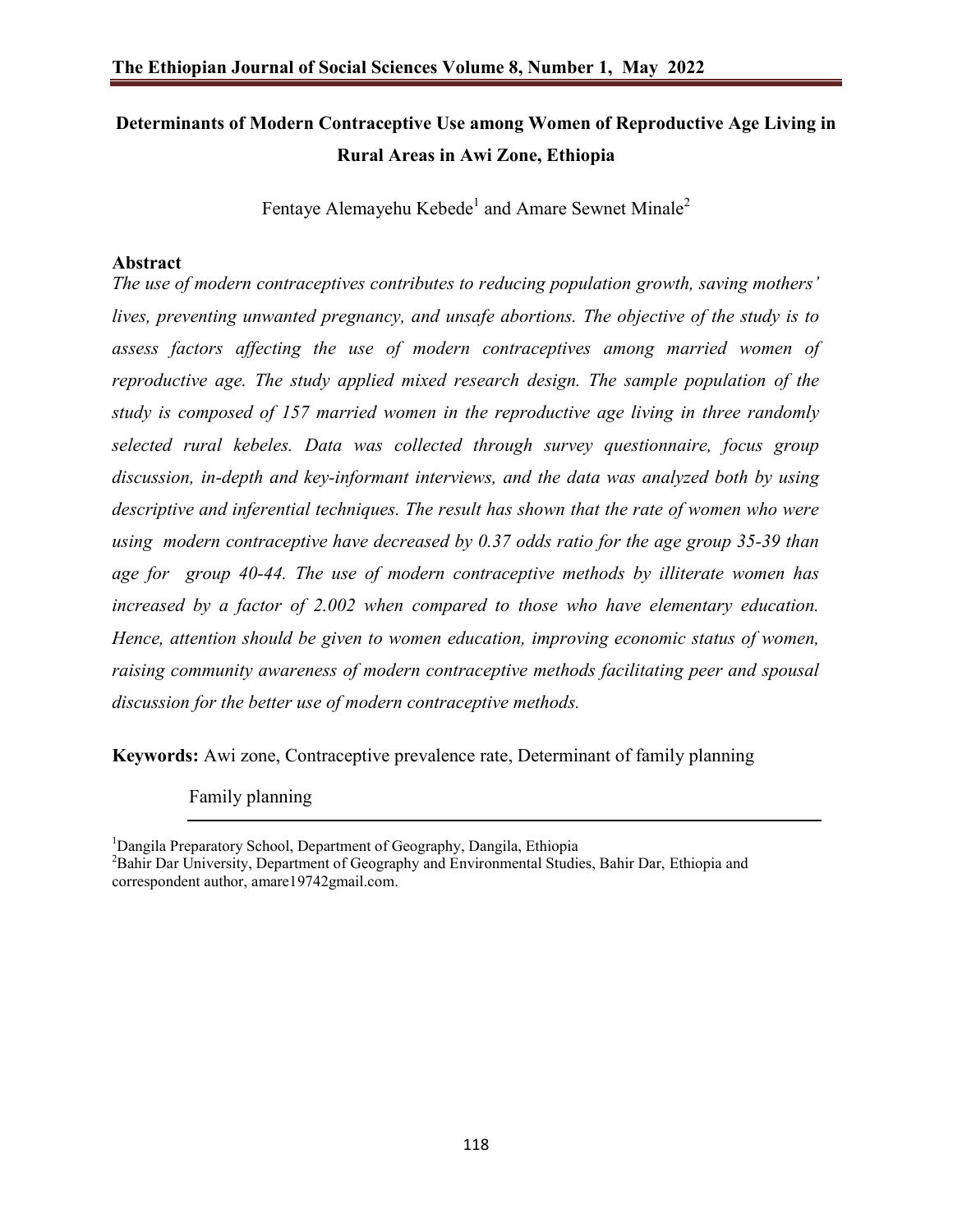# Determinants of Modern Contraceptive Use among Women of Reproductive Age Living in Rural Areas in Awi Zone, Ethiopia

Fentaye Alemayehu Kebede[1] and Amare Sewnet Minale[2]

## Abstract

*The use of modern contraceptives contributes to reducing population growth, saving mothers' lives, preventing unwanted pregnancy, and unsafe abortions. The objective of the study is to assess factors affecting the use of modern contraceptives among married women of reproductive age. The study applied mixed research design. The sample population of the study is composed of 157 married women in the reproductive age living in three randomly selected rural kebeles. Data was collected through survey questionnaire, focus group discussion, in-depth and key-informant interviews, and the data was analyzed both by using descriptive and inferential techniques. The result has shown that the rate of women who were using modern contraceptive have decreased by 0.37 odds ratio for the age group 35-39 than age for group 40-44. The use of modern contraceptive methods by illiterate women has increased by a factor of 2.002 when compared to those who have elementary education. Hence, attention should be given to women education, improving economic status of women, raising community awareness of modern contraceptive methods facilitating peer and spousal discussion for the better use of modern contraceptive methods.*

**Keywords:** Awi zone, Contraceptive prevalence rate, Determinant of family planning Family planning

---

[1]Dangila Preparatory School, Department of Geography, Dangila, Ethiopia

[2]Bahir Dar University, Department of Geography and Environmental Studies, Bahir Dar, Ethiopia and correspondent author, amare19742gmail.com.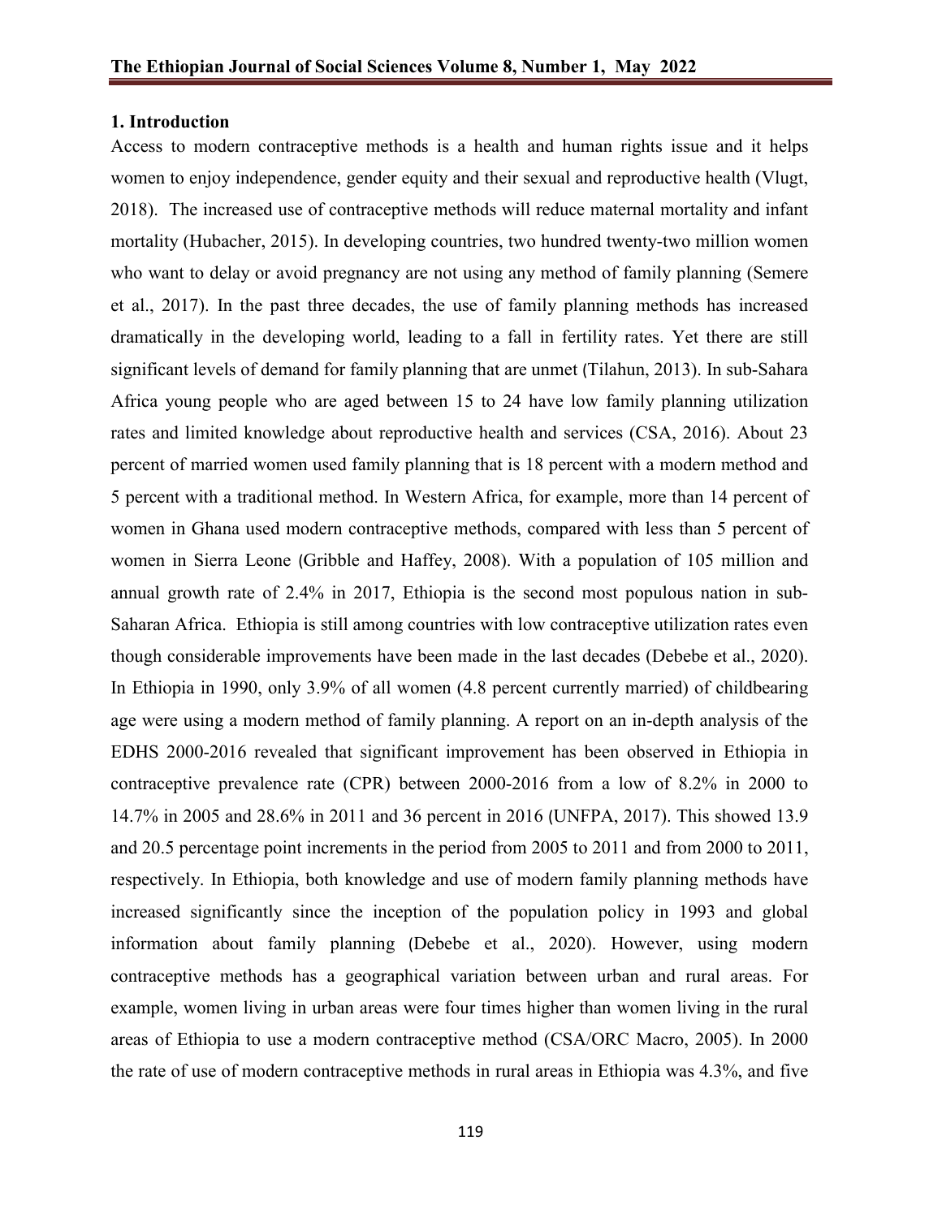## 1. Introduction

Access to modern contraceptive methods is a health and human rights issue and it helps women to enjoy independence, gender equity and their sexual and reproductive health (Vlugt, 2018). The increased use of contraceptive methods will reduce maternal mortality and infant mortality (Hubacher, 2015). In developing countries, two hundred twenty-two million women who want to delay or avoid pregnancy are not using any method of family planning (Semere et al., 2017). In the past three decades, the use of family planning methods has increased dramatically in the developing world, leading to a fall in fertility rates. Yet there are still significant levels of demand for family planning that are unmet (Tilahun, 2013). In sub-Sahara Africa young people who are aged between 15 to 24 have low family planning utilization rates and limited knowledge about reproductive health and services (CSA, 2016). About 23 percent of married women used family planning that is 18 percent with a modern method and 5 percent with a traditional method. In Western Africa, for example, more than 14 percent of women in Ghana used modern contraceptive methods, compared with less than 5 percent of women in Sierra Leone (Gribble and Haffey, 2008). With a population of 105 million and annual growth rate of 2.4% in 2017, Ethiopia is the second most populous nation in sub-Saharan Africa. Ethiopia is still among countries with low contraceptive utilization rates even though considerable improvements have been made in the last decades (Debebe et al., 2020). In Ethiopia in 1990, only 3.9% of all women (4.8 percent currently married) of childbearing age were using a modern method of family planning. A report on an in-depth analysis of the EDHS 2000-2016 revealed that significant improvement has been observed in Ethiopia in contraceptive prevalence rate (CPR) between 2000-2016 from a low of 8.2% in 2000 to 14.7% in 2005 and 28.6% in 2011 and 36 percent in 2016 (UNFPA, 2017). This showed 13.9 and 20.5 percentage point increments in the period from 2005 to 2011 and from 2000 to 2011, respectively. In Ethiopia, both knowledge and use of modern family planning methods have increased significantly since the inception of the population policy in 1993 and global information about family planning (Debebe et al., 2020). However, using modern contraceptive methods has a geographical variation between urban and rural areas. For example, women living in urban areas were four times higher than women living in the rural areas of Ethiopia to use a modern contraceptive method (CSA/ORC Macro, 2005). In 2000 the rate of use of modern contraceptive methods in rural areas in Ethiopia was 4.3%, and five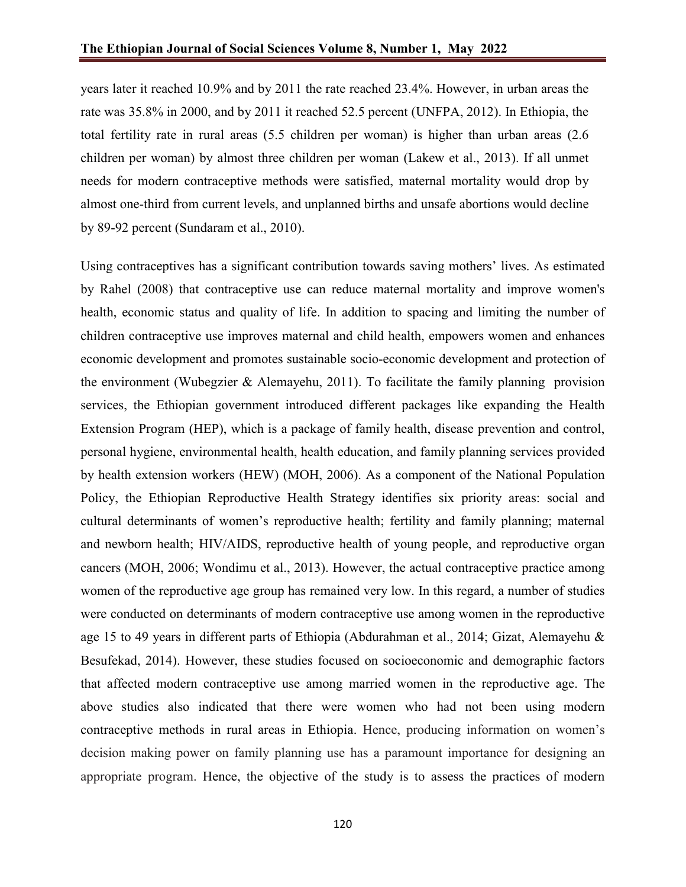years later it reached 10.9% and by 2011 the rate reached 23.4%. However, in urban areas the rate was 35.8% in 2000, and by 2011 it reached 52.5 percent (UNFPA, 2012). In Ethiopia, the total fertility rate in rural areas (5.5 children per woman) is higher than urban areas (2.6 children per woman) by almost three children per woman (Lakew et al., 2013). If all unmet needs for modern contraceptive methods were satisfied, maternal mortality would drop by almost one-third from current levels, and unplanned births and unsafe abortions would decline by 89-92 percent (Sundaram et al., 2010).

Using contraceptives has a significant contribution towards saving mothers' lives. As estimated by Rahel (2008) that contraceptive use can reduce maternal mortality and improve women's health, economic status and quality of life. In addition to spacing and limiting the number of children contraceptive use improves maternal and child health, empowers women and enhances economic development and promotes sustainable socio-economic development and protection of the environment (Wubegzier & Alemayehu, 2011). To facilitate the family planning provision services, the Ethiopian government introduced different packages like expanding the Health Extension Program (HEP), which is a package of family health, disease prevention and control, personal hygiene, environmental health, health education, and family planning services provided by health extension workers (HEW) (MOH, 2006). As a component of the National Population Policy, the Ethiopian Reproductive Health Strategy identifies six priority areas: social and cultural determinants of women's reproductive health; fertility and family planning; maternal and newborn health; HIV/AIDS, reproductive health of young people, and reproductive organ cancers (MOH, 2006; Wondimu et al., 2013). However, the actual contraceptive practice among women of the reproductive age group has remained very low. In this regard, a number of studies were conducted on determinants of modern contraceptive use among women in the reproductive age 15 to 49 years in different parts of Ethiopia (Abdurahman et al., 2014; Gizat, Alemayehu & Besufekad, 2014). However, these studies focused on socioeconomic and demographic factors that affected modern contraceptive use among married women in the reproductive age. The above studies also indicated that there were women who had not been using modern contraceptive methods in rural areas in Ethiopia. Hence, producing information on women's decision making power on family planning use has a paramount importance for designing an appropriate program. Hence, the objective of the study is to assess the practices of modern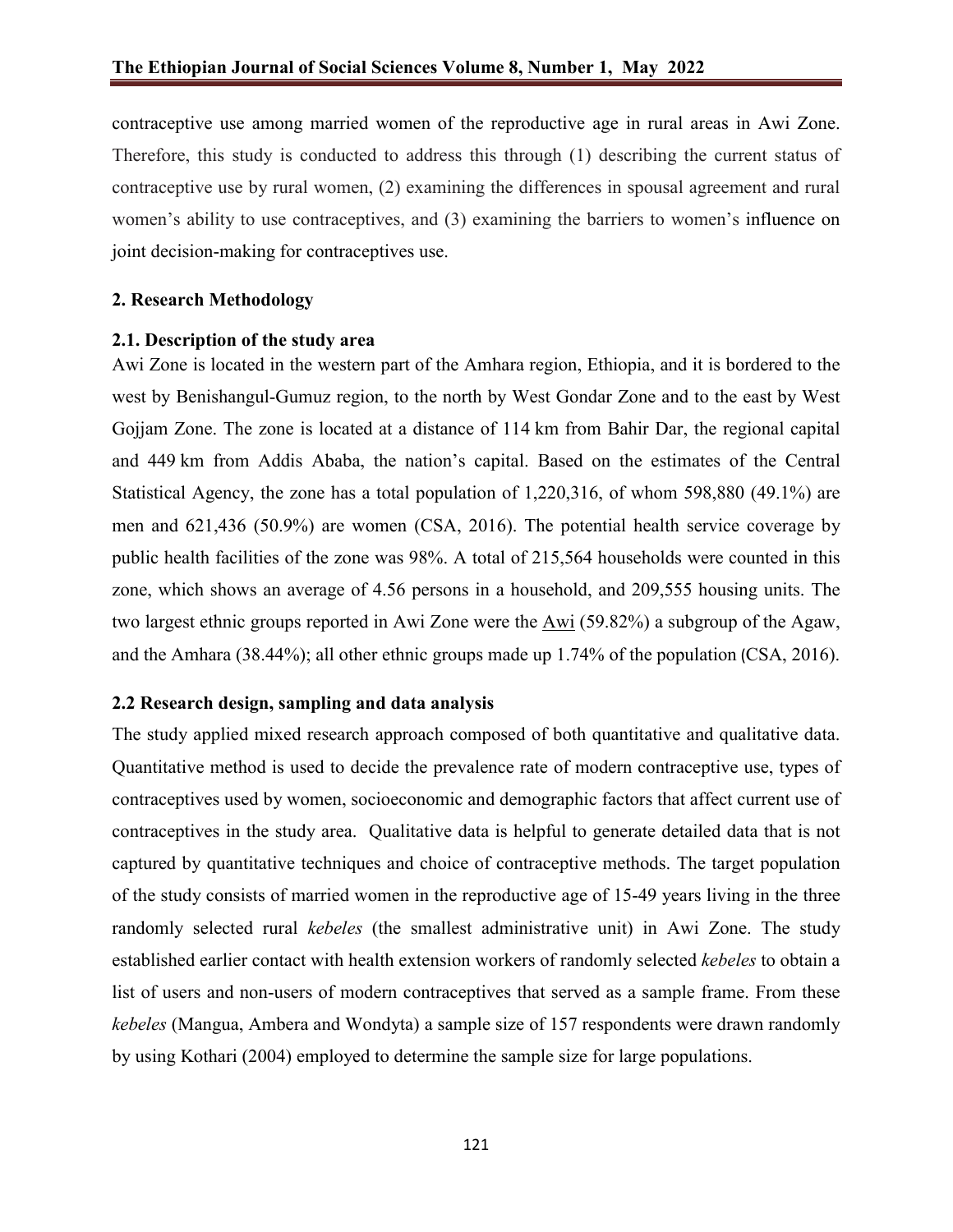contraceptive use among married women of the reproductive age in rural areas in Awi Zone. Therefore, this study is conducted to address this through (1) describing the current status of contraceptive use by rural women, (2) examining the differences in spousal agreement and rural women's ability to use contraceptives, and (3) examining the barriers to women's influence on joint decision-making for contraceptives use.

## 2. Research Methodology

### 2.1. Description of the study area

Awi Zone is located in the western part of the Amhara region, Ethiopia, and it is bordered to the west by Benishangul-Gumuz region, to the north by West Gondar Zone and to the east by West Gojjam Zone. The zone is located at a distance of 114 km from Bahir Dar, the regional capital and 449 km from Addis Ababa, the nation's capital. Based on the estimates of the Central Statistical Agency, the zone has a total population of 1,220,316, of whom 598,880 (49.1%) are men and 621,436 (50.9%) are women (CSA, 2016). The potential health service coverage by public health facilities of the zone was 98%. A total of 215,564 households were counted in this zone, which shows an average of 4.56 persons in a household, and 209,555 housing units. The two largest ethnic groups reported in Awi Zone were the Awi (59.82%) a subgroup of the Agaw, and the Amhara (38.44%); all other ethnic groups made up 1.74% of the population (CSA, 2016).

### 2.2 Research design, sampling and data analysis

The study applied mixed research approach composed of both quantitative and qualitative data. Quantitative method is used to decide the prevalence rate of modern contraceptive use, types of contraceptives used by women, socioeconomic and demographic factors that affect current use of contraceptives in the study area. Qualitative data is helpful to generate detailed data that is not captured by quantitative techniques and choice of contraceptive methods. The target population of the study consists of married women in the reproductive age of 15-49 years living in the three randomly selected rural *kebeles* (the smallest administrative unit) in Awi Zone. The study established earlier contact with health extension workers of randomly selected *kebeles* to obtain a list of users and non-users of modern contraceptives that served as a sample frame. From these *kebeles* (Mangua, Ambera and Wondyta) a sample size of 157 respondents were drawn randomly by using Kothari (2004) employed to determine the sample size for large populations.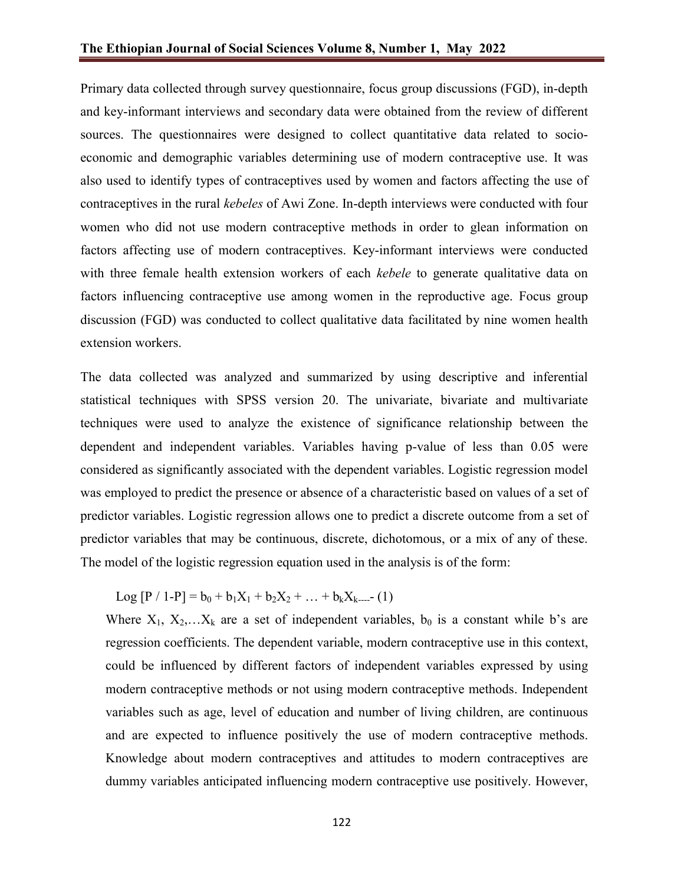Primary data collected through survey questionnaire, focus group discussions (FGD), in-depth and key-informant interviews and secondary data were obtained from the review of different sources. The questionnaires were designed to collect quantitative data related to socio-economic and demographic variables determining use of modern contraceptive use. It was also used to identify types of contraceptives used by women and factors affecting the use of contraceptives in the rural *kebeles* of Awi Zone. In-depth interviews were conducted with four women who did not use modern contraceptive methods in order to glean information on factors affecting use of modern contraceptives. Key-informant interviews were conducted with three female health extension workers of each *kebele* to generate qualitative data on factors influencing contraceptive use among women in the reproductive age. Focus group discussion (FGD) was conducted to collect qualitative data facilitated by nine women health extension workers.

The data collected was analyzed and summarized by using descriptive and inferential statistical techniques with SPSS version 20. The univariate, bivariate and multivariate techniques were used to analyze the existence of significance relationship between the dependent and independent variables. Variables having p-value of less than 0.05 were considered as significantly associated with the dependent variables. Logistic regression model was employed to predict the presence or absence of a characteristic based on values of a set of predictor variables. Logistic regression allows one to predict a discrete outcome from a set of predictor variables that may be continuous, discrete, dichotomous, or a mix of any of these. The model of the logistic regression equation used in the analysis is of the form:

$$\text{Log}\,[P / 1\text{-}P] = b_0 + b_1X_1 + b_2X_2 + \ldots + b_kX_k \quad (1)$$

Where $X_1, X_2, \ldots X_k$ are a set of independent variables, $b_0$ is a constant while b's are regression coefficients. The dependent variable, modern contraceptive use in this context, could be influenced by different factors of independent variables expressed by using modern contraceptive methods or not using modern contraceptive methods. Independent variables such as age, level of education and number of living children, are continuous and are expected to influence positively the use of modern contraceptive methods. Knowledge about modern contraceptives and attitudes to modern contraceptives are dummy variables anticipated influencing modern contraceptive use positively. However,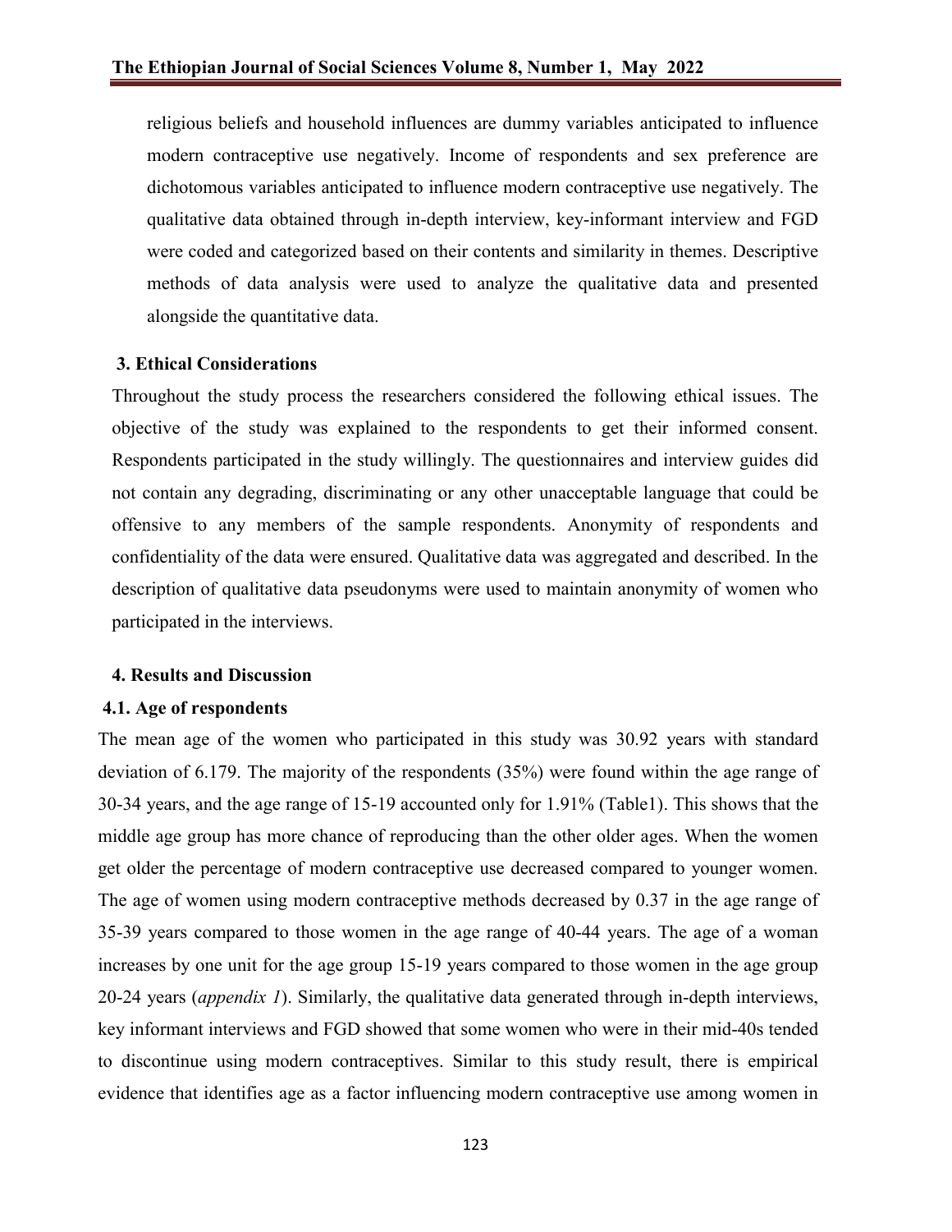religious beliefs and household influences are dummy variables anticipated to influence modern contraceptive use negatively. Income of respondents and sex preference are dichotomous variables anticipated to influence modern contraceptive use negatively. The qualitative data obtained through in-depth interview, key-informant interview and FGD were coded and categorized based on their contents and similarity in themes. Descriptive methods of data analysis were used to analyze the qualitative data and presented alongside the quantitative data.

## 3. Ethical Considerations

Throughout the study process the researchers considered the following ethical issues. The objective of the study was explained to the respondents to get their informed consent. Respondents participated in the study willingly. The questionnaires and interview guides did not contain any degrading, discriminating or any other unacceptable language that could be offensive to any members of the sample respondents. Anonymity of respondents and confidentiality of the data were ensured. Qualitative data was aggregated and described. In the description of qualitative data pseudonyms were used to maintain anonymity of women who participated in the interviews.

## 4. Results and Discussion

### 4.1. Age of respondents

The mean age of the women who participated in this study was 30.92 years with standard deviation of 6.179. The majority of the respondents (35%) were found within the age range of 30-34 years, and the age range of 15-19 accounted only for 1.91% (Table1). This shows that the middle age group has more chance of reproducing than the other older ages. When the women get older the percentage of modern contraceptive use decreased compared to younger women. The age of women using modern contraceptive methods decreased by 0.37 in the age range of 35-39 years compared to those women in the age range of 40-44 years. The age of a woman increases by one unit for the age group 15-19 years compared to those women in the age group 20-24 years (*appendix 1*). Similarly, the qualitative data generated through in-depth interviews, key informant interviews and FGD showed that some women who were in their mid-40s tended to discontinue using modern contraceptives. Similar to this study result, there is empirical evidence that identifies age as a factor influencing modern contraceptive use among women in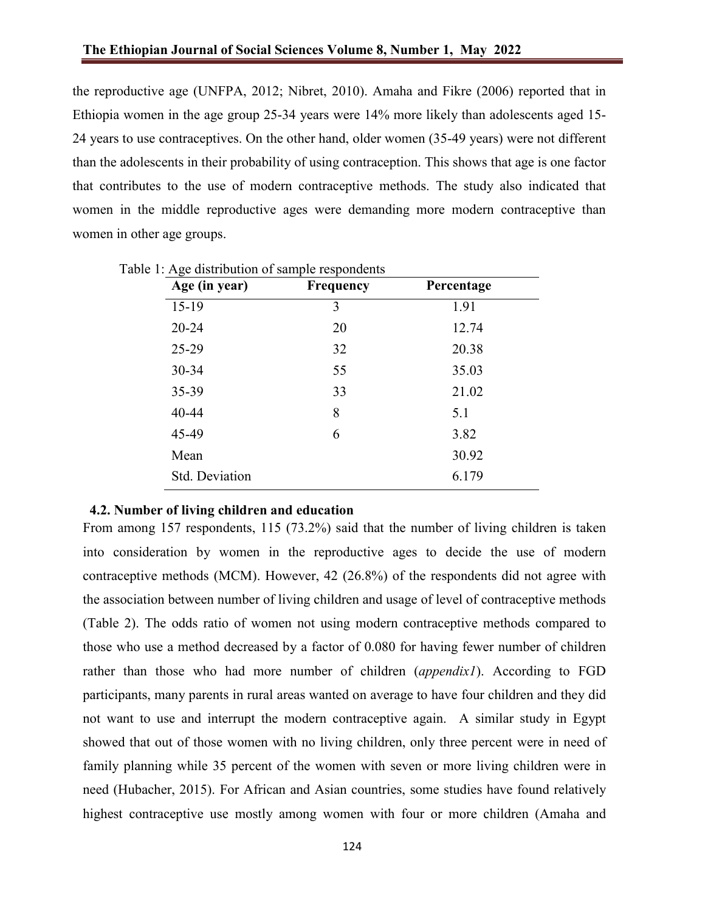the reproductive age (UNFPA, 2012; Nibret, 2010). Amaha and Fikre (2006) reported that in Ethiopia women in the age group 25-34 years were 14% more likely than adolescents aged 15-24 years to use contraceptives. On the other hand, older women (35-49 years) were not different than the adolescents in their probability of using contraception. This shows that age is one factor that contributes to the use of modern contraceptive methods. The study also indicated that women in the middle reproductive ages were demanding more modern contraceptive than women in other age groups.

Table 1: Age distribution of sample respondents

| Age (in year) | Frequency | Percentage |
|---|---|---|
| 15-19 | 3 | 1.91 |
| 20-24 | 20 | 12.74 |
| 25-29 | 32 | 20.38 |
| 30-34 | 55 | 35.03 |
| 35-39 | 33 | 21.02 |
| 40-44 | 8 | 5.1 |
| 45-49 | 6 | 3.82 |
| Mean | | 30.92 |
| Std. Deviation | | 6.179 |

### 4.2. Number of living children and education

From among 157 respondents, 115 (73.2%) said that the number of living children is taken into consideration by women in the reproductive ages to decide the use of modern contraceptive methods (MCM). However, 42 (26.8%) of the respondents did not agree with the association between number of living children and usage of level of contraceptive methods (Table 2). The odds ratio of women not using modern contraceptive methods compared to those who use a method decreased by a factor of 0.080 for having fewer number of children rather than those who had more number of children (*appendix1*). According to FGD participants, many parents in rural areas wanted on average to have four children and they did not want to use and interrupt the modern contraceptive again. A similar study in Egypt showed that out of those women with no living children, only three percent were in need of family planning while 35 percent of the women with seven or more living children were in need (Hubacher, 2015). For African and Asian countries, some studies have found relatively highest contraceptive use mostly among women with four or more children (Amaha and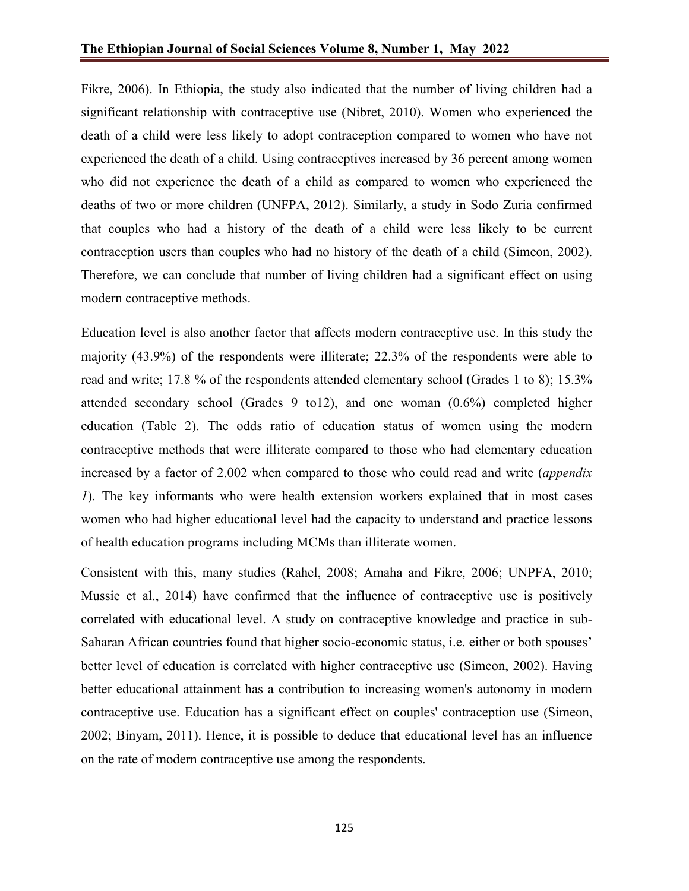Fikre, 2006). In Ethiopia, the study also indicated that the number of living children had a significant relationship with contraceptive use (Nibret, 2010). Women who experienced the death of a child were less likely to adopt contraception compared to women who have not experienced the death of a child. Using contraceptives increased by 36 percent among women who did not experience the death of a child as compared to women who experienced the deaths of two or more children (UNFPA, 2012). Similarly, a study in Sodo Zuria confirmed that couples who had a history of the death of a child were less likely to be current contraception users than couples who had no history of the death of a child (Simeon, 2002). Therefore, we can conclude that number of living children had a significant effect on using modern contraceptive methods.

Education level is also another factor that affects modern contraceptive use. In this study the majority (43.9%) of the respondents were illiterate; 22.3% of the respondents were able to read and write; 17.8 % of the respondents attended elementary school (Grades 1 to 8); 15.3% attended secondary school (Grades 9 to12), and one woman (0.6%) completed higher education (Table 2). The odds ratio of education status of women using the modern contraceptive methods that were illiterate compared to those who had elementary education increased by a factor of 2.002 when compared to those who could read and write (*appendix 1*). The key informants who were health extension workers explained that in most cases women who had higher educational level had the capacity to understand and practice lessons of health education programs including MCMs than illiterate women.

Consistent with this, many studies (Rahel, 2008; Amaha and Fikre, 2006; UNPFA, 2010; Mussie et al., 2014) have confirmed that the influence of contraceptive use is positively correlated with educational level. A study on contraceptive knowledge and practice in sub-Saharan African countries found that higher socio-economic status, i.e. either or both spouses' better level of education is correlated with higher contraceptive use (Simeon, 2002). Having better educational attainment has a contribution to increasing women's autonomy in modern contraceptive use. Education has a significant effect on couples' contraception use (Simeon, 2002; Binyam, 2011). Hence, it is possible to deduce that educational level has an influence on the rate of modern contraceptive use among the respondents.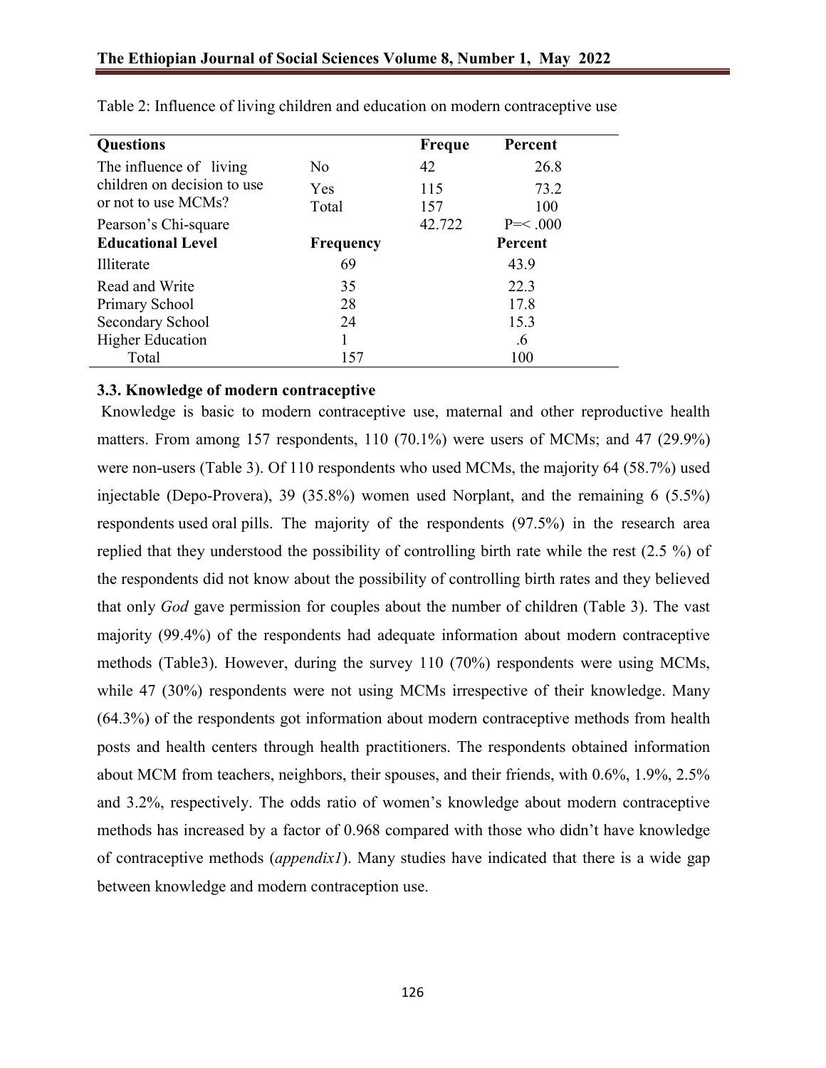Table 2: Influence of living children and education on modern contraceptive use

| Questions | | Freque | Percent |
|---|---|---|---|
| The influence of living children on decision to use or not to use MCMs? | No | 42 | 26.8 |
| | Yes | 115 | 73.2 |
| | Total | 157 | 100 |
| Pearson's Chi-square | | 42.722 | P=< .000 |
| **Educational Level** | **Frequency** | | **Percent** |
| Illiterate | 69 | | 43.9 |
| Read and Write | 35 | | 22.3 |
| Primary School | 28 | | 17.8 |
| Secondary School | 24 | | 15.3 |
| Higher Education | 1 | | .6 |
| Total | 157 | | 100 |

### 3.3. Knowledge of modern contraceptive

Knowledge is basic to modern contraceptive use, maternal and other reproductive health matters. From among 157 respondents, 110 (70.1%) were users of MCMs; and 47 (29.9%) were non-users (Table 3). Of 110 respondents who used MCMs, the majority 64 (58.7%) used injectable (Depo-Provera), 39 (35.8%) women used Norplant, and the remaining 6 (5.5%) respondents used oral pills. The majority of the respondents (97.5%) in the research area replied that they understood the possibility of controlling birth rate while the rest (2.5 %) of the respondents did not know about the possibility of controlling birth rates and they believed that only *God* gave permission for couples about the number of children (Table 3). The vast majority (99.4%) of the respondents had adequate information about modern contraceptive methods (Table3). However, during the survey 110 (70%) respondents were using MCMs, while 47 (30%) respondents were not using MCMs irrespective of their knowledge. Many (64.3%) of the respondents got information about modern contraceptive methods from health posts and health centers through health practitioners. The respondents obtained information about MCM from teachers, neighbors, their spouses, and their friends, with 0.6%, 1.9%, 2.5% and 3.2%, respectively. The odds ratio of women's knowledge about modern contraceptive methods has increased by a factor of 0.968 compared with those who didn't have knowledge of contraceptive methods (*appendix1*). Many studies have indicated that there is a wide gap between knowledge and modern contraception use.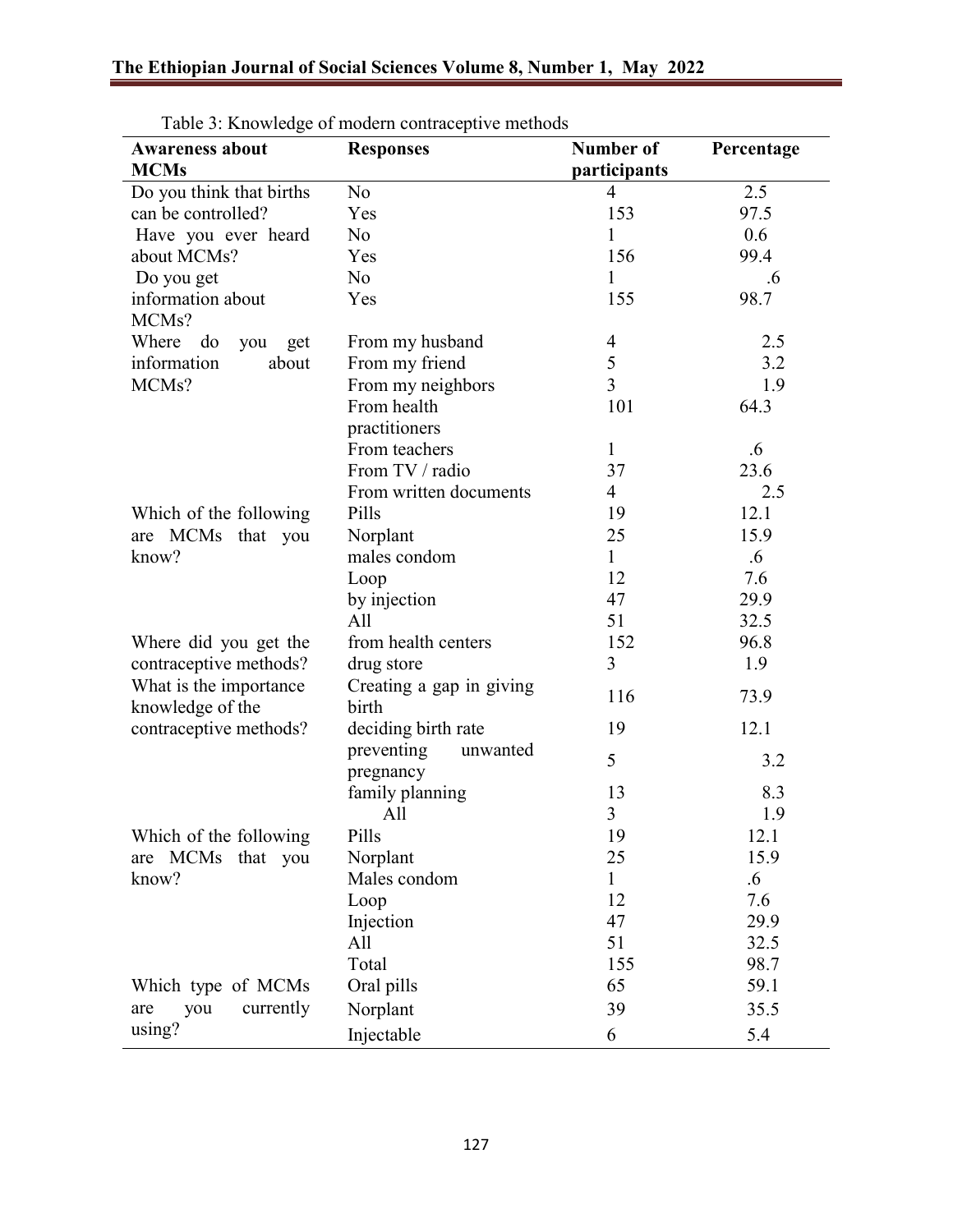Table 3: Knowledge of modern contraceptive methods

| Awareness about MCMs | Responses | Number of participants | Percentage |
|---|---|---|---|
| Do you think that births can be controlled? | No | 4 | 2.5 |
| | Yes | 153 | 97.5 |
| Have you ever heard about MCMs? | No | 1 | 0.6 |
| | Yes | 156 | 99.4 |
| Do you get information about MCMs? | No | 1 | .6 |
| | Yes | 155 | 98.7 |
| Where do you get information about MCMs? | From my husband | 4 | 2.5 |
| | From my friend | 5 | 3.2 |
| | From my neighbors | 3 | 1.9 |
| | From health practitioners | 101 | 64.3 |
| | From teachers | 1 | .6 |
| | From TV / radio | 37 | 23.6 |
| | From written documents | 4 | 2.5 |
| Which of the following are MCMs that you know? | Pills | 19 | 12.1 |
| | Norplant | 25 | 15.9 |
| | males condom | 1 | .6 |
| | Loop | 12 | 7.6 |
| | by injection | 47 | 29.9 |
| | All | 51 | 32.5 |
| Where did you get the contraceptive methods? | from health centers | 152 | 96.8 |
| | drug store | 3 | 1.9 |
| What is the importance knowledge of the contraceptive methods? | Creating a gap in giving birth | 116 | 73.9 |
| | deciding birth rate | 19 | 12.1 |
| | preventing unwanted pregnancy | 5 | 3.2 |
| | family planning | 13 | 8.3 |
| | All | 3 | 1.9 |
| Which of the following are MCMs that you know? | Pills | 19 | 12.1 |
| | Norplant | 25 | 15.9 |
| | Males condom | 1 | .6 |
| | Loop | 12 | 7.6 |
| | Injection | 47 | 29.9 |
| | All | 51 | 32.5 |
| | Total | 155 | 98.7 |
| Which type of MCMs are you currently using? | Oral pills | 65 | 59.1 |
| | Norplant | 39 | 35.5 |
| | Injectable | 6 | 5.4 |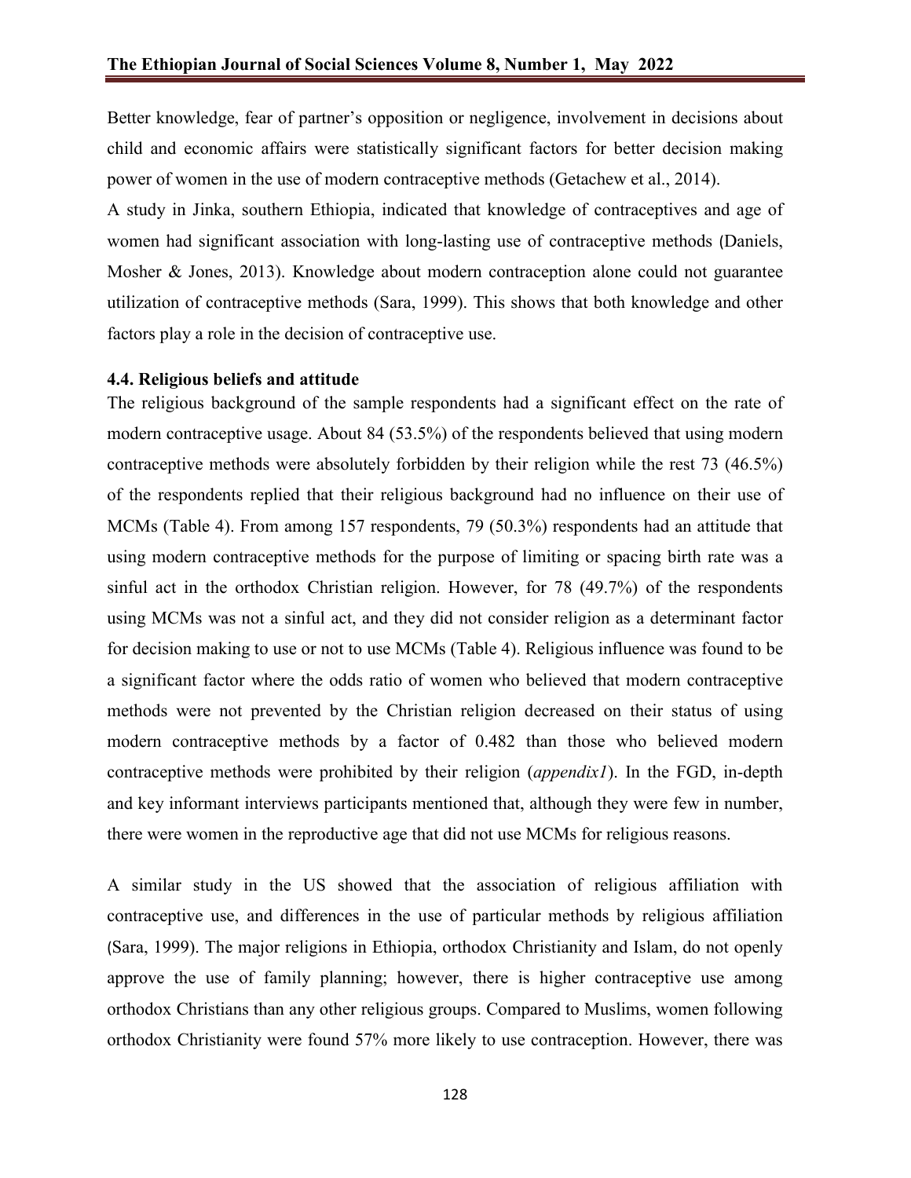Better knowledge, fear of partner's opposition or negligence, involvement in decisions about child and economic affairs were statistically significant factors for better decision making power of women in the use of modern contraceptive methods (Getachew et al., 2014).

A study in Jinka, southern Ethiopia, indicated that knowledge of contraceptives and age of women had significant association with long-lasting use of contraceptive methods (Daniels, Mosher & Jones, 2013). Knowledge about modern contraception alone could not guarantee utilization of contraceptive methods (Sara, 1999). This shows that both knowledge and other factors play a role in the decision of contraceptive use.

### 4.4. Religious beliefs and attitude

The religious background of the sample respondents had a significant effect on the rate of modern contraceptive usage. About 84 (53.5%) of the respondents believed that using modern contraceptive methods were absolutely forbidden by their religion while the rest 73 (46.5%) of the respondents replied that their religious background had no influence on their use of MCMs (Table 4). From among 157 respondents, 79 (50.3%) respondents had an attitude that using modern contraceptive methods for the purpose of limiting or spacing birth rate was a sinful act in the orthodox Christian religion. However, for 78 (49.7%) of the respondents using MCMs was not a sinful act, and they did not consider religion as a determinant factor for decision making to use or not to use MCMs (Table 4). Religious influence was found to be a significant factor where the odds ratio of women who believed that modern contraceptive methods were not prevented by the Christian religion decreased on their status of using modern contraceptive methods by a factor of 0.482 than those who believed modern contraceptive methods were prohibited by their religion (*appendix1*). In the FGD, in-depth and key informant interviews participants mentioned that, although they were few in number, there were women in the reproductive age that did not use MCMs for religious reasons.

A similar study in the US showed that the association of religious affiliation with contraceptive use, and differences in the use of particular methods by religious affiliation (Sara, 1999). The major religions in Ethiopia, orthodox Christianity and Islam, do not openly approve the use of family planning; however, there is higher contraceptive use among orthodox Christians than any other religious groups. Compared to Muslims, women following orthodox Christianity were found 57% more likely to use contraception. However, there was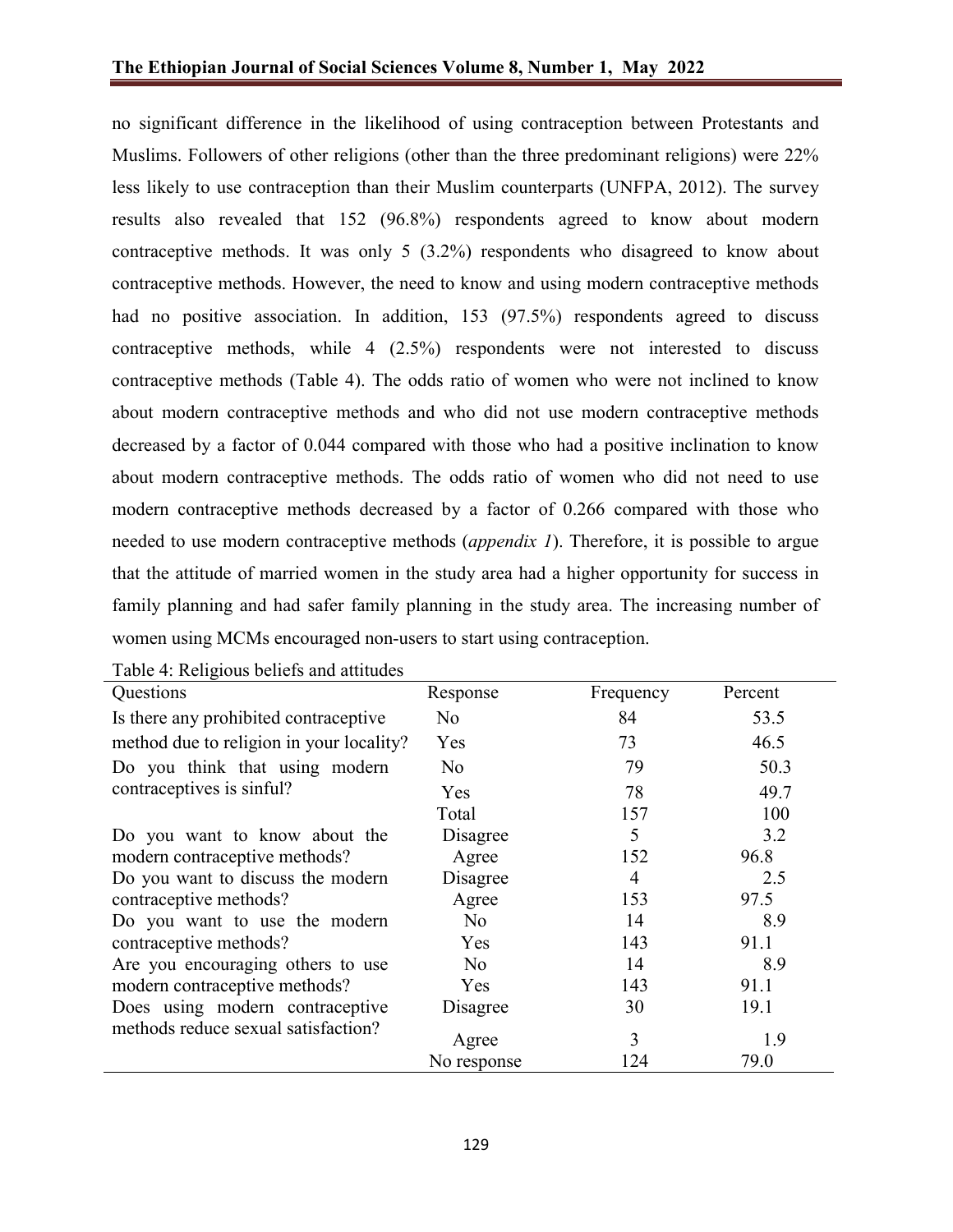no significant difference in the likelihood of using contraception between Protestants and Muslims. Followers of other religions (other than the three predominant religions) were 22% less likely to use contraception than their Muslim counterparts (UNFPA, 2012). The survey results also revealed that 152 (96.8%) respondents agreed to know about modern contraceptive methods. It was only 5 (3.2%) respondents who disagreed to know about contraceptive methods. However, the need to know and using modern contraceptive methods had no positive association. In addition, 153 (97.5%) respondents agreed to discuss contraceptive methods, while 4 (2.5%) respondents were not interested to discuss contraceptive methods (Table 4). The odds ratio of women who were not inclined to know about modern contraceptive methods and who did not use modern contraceptive methods decreased by a factor of 0.044 compared with those who had a positive inclination to know about modern contraceptive methods. The odds ratio of women who did not need to use modern contraceptive methods decreased by a factor of 0.266 compared with those who needed to use modern contraceptive methods (*appendix 1*). Therefore, it is possible to argue that the attitude of married women in the study area had a higher opportunity for success in family planning and had safer family planning in the study area. The increasing number of women using MCMs encouraged non-users to start using contraception.

Table 4: Religious beliefs and attitudes

| Questions | Response | Frequency | Percent |
|---|---|---|---|
| Is there any prohibited contraceptive method due to religion in your locality? | No | 84 | 53.5 |
| | Yes | 73 | 46.5 |
| Do you think that using modern contraceptives is sinful? | No | 79 | 50.3 |
| | Yes | 78 | 49.7 |
| | Total | 157 | 100 |
| Do you want to know about the modern contraceptive methods? | Disagree | 5 | 3.2 |
| | Agree | 152 | 96.8 |
| Do you want to discuss the modern contraceptive methods? | Disagree | 4 | 2.5 |
| | Agree | 153 | 97.5 |
| Do you want to use the modern contraceptive methods? | No | 14 | 8.9 |
| | Yes | 143 | 91.1 |
| Are you encouraging others to use modern contraceptive methods? | No | 14 | 8.9 |
| | Yes | 143 | 91.1 |
| Does using modern contraceptive methods reduce sexual satisfaction? | Disagree | 30 | 19.1 |
| | Agree | 3 | 1.9 |
| | No response | 124 | 79.0 |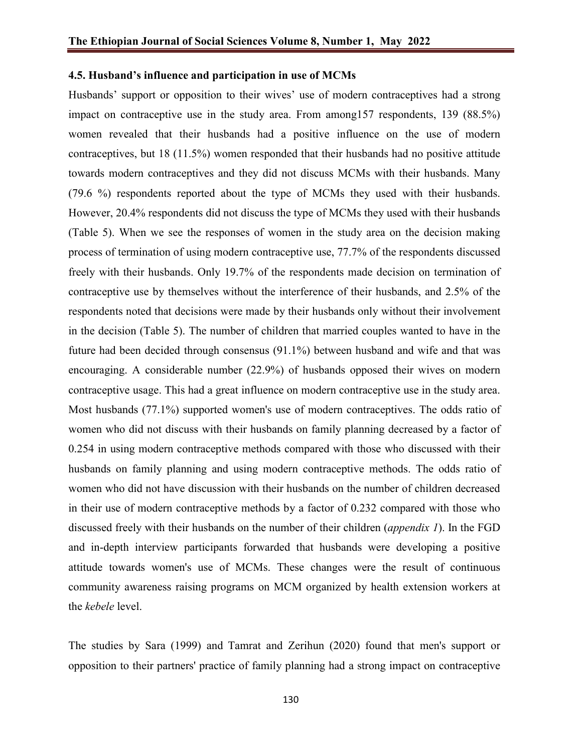### 4.5. Husband's influence and participation in use of MCMs

Husbands' support or opposition to their wives' use of modern contraceptives had a strong impact on contraceptive use in the study area. From among157 respondents, 139 (88.5%) women revealed that their husbands had a positive influence on the use of modern contraceptives, but 18 (11.5%) women responded that their husbands had no positive attitude towards modern contraceptives and they did not discuss MCMs with their husbands. Many (79.6 %) respondents reported about the type of MCMs they used with their husbands. However, 20.4% respondents did not discuss the type of MCMs they used with their husbands (Table 5). When we see the responses of women in the study area on the decision making process of termination of using modern contraceptive use, 77.7% of the respondents discussed freely with their husbands. Only 19.7% of the respondents made decision on termination of contraceptive use by themselves without the interference of their husbands, and 2.5% of the respondents noted that decisions were made by their husbands only without their involvement in the decision (Table 5). The number of children that married couples wanted to have in the future had been decided through consensus (91.1%) between husband and wife and that was encouraging. A considerable number (22.9%) of husbands opposed their wives on modern contraceptive usage. This had a great influence on modern contraceptive use in the study area. Most husbands (77.1%) supported women's use of modern contraceptives. The odds ratio of women who did not discuss with their husbands on family planning decreased by a factor of 0.254 in using modern contraceptive methods compared with those who discussed with their husbands on family planning and using modern contraceptive methods. The odds ratio of women who did not have discussion with their husbands on the number of children decreased in their use of modern contraceptive methods by a factor of 0.232 compared with those who discussed freely with their husbands on the number of their children (*appendix 1*). In the FGD and in-depth interview participants forwarded that husbands were developing a positive attitude towards women's use of MCMs. These changes were the result of continuous community awareness raising programs on MCM organized by health extension workers at the *kebele* level.

The studies by Sara (1999) and Tamrat and Zerihun (2020) found that men's support or opposition to their partners' practice of family planning had a strong impact on contraceptive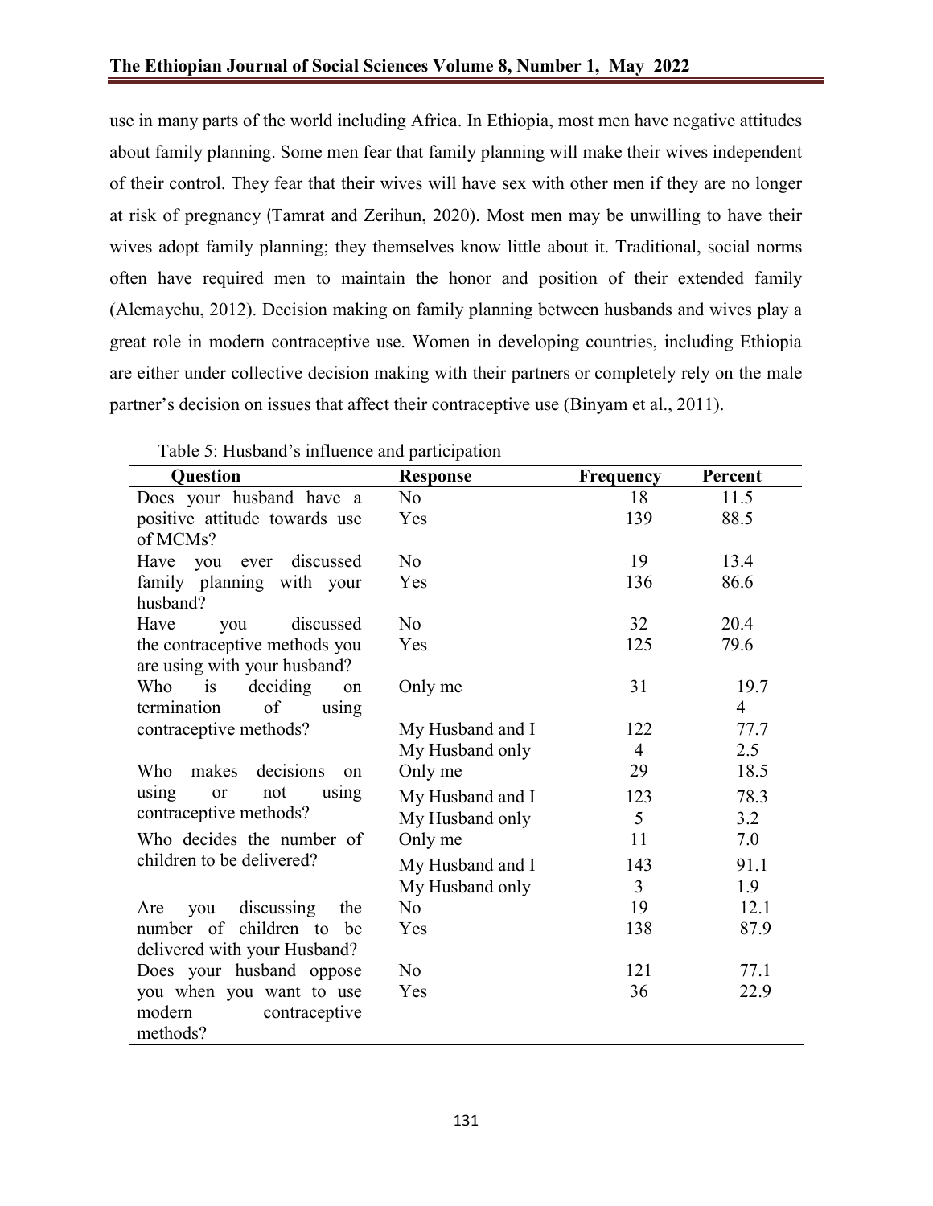use in many parts of the world including Africa. In Ethiopia, most men have negative attitudes about family planning. Some men fear that family planning will make their wives independent of their control. They fear that their wives will have sex with other men if they are no longer at risk of pregnancy (Tamrat and Zerihun, 2020). Most men may be unwilling to have their wives adopt family planning; they themselves know little about it. Traditional, social norms often have required men to maintain the honor and position of their extended family (Alemayehu, 2012). Decision making on family planning between husbands and wives play a great role in modern contraceptive use. Women in developing countries, including Ethiopia are either under collective decision making with their partners or completely rely on the male partner's decision on issues that affect their contraceptive use (Binyam et al., 2011).

Table 5: Husband's influence and participation

| Question | Response | Frequency | Percent |
|---|---|---|---|
| Does your husband have a positive attitude towards use of MCMs? | No | 18 | 11.5 |
| | Yes | 139 | 88.5 |
| Have you ever discussed family planning with your husband? | No | 19 | 13.4 |
| | Yes | 136 | 86.6 |
| Have you discussed the contraceptive methods you are using with your husband? | No | 32 | 20.4 |
| | Yes | 125 | 79.6 |
| Who is deciding on termination of using contraceptive methods? | Only me | 31 | 19.74 |
| | My Husband and I | 122 | 77.7 |
| | My Husband only | 4 | 2.5 |
| Who makes decisions on using or not using contraceptive methods? | Only me | 29 | 18.5 |
| | My Husband and I | 123 | 78.3 |
| | My Husband only | 5 | 3.2 |
| Who decides the number of children to be delivered? | Only me | 11 | 7.0 |
| | My Husband and I | 143 | 91.1 |
| | My Husband only | 3 | 1.9 |
| Are you discussing the number of children to be delivered with your Husband? | No | 19 | 12.1 |
| | Yes | 138 | 87.9 |
| Does your husband oppose you when you want to use modern contraceptive methods? | No | 121 | 77.1 |
| | Yes | 36 | 22.9 |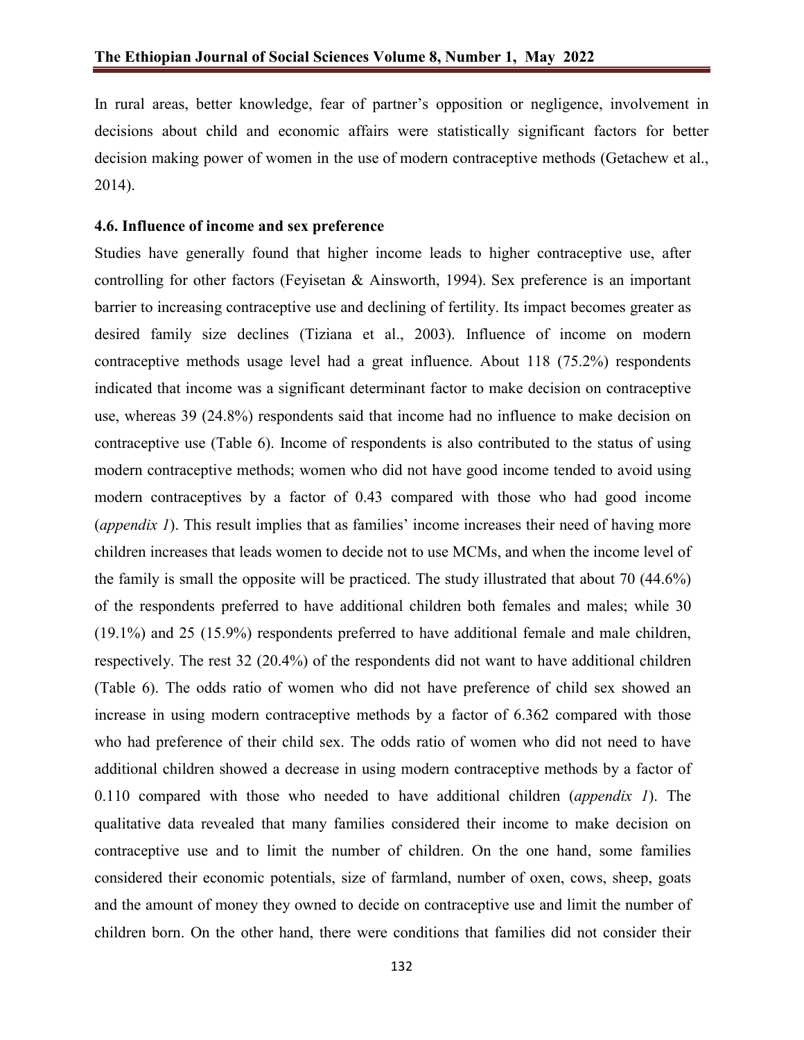In rural areas, better knowledge, fear of partner's opposition or negligence, involvement in decisions about child and economic affairs were statistically significant factors for better decision making power of women in the use of modern contraceptive methods (Getachew et al., 2014).

#### 4.6. Influence of income and sex preference

Studies have generally found that higher income leads to higher contraceptive use, after controlling for other factors (Feyisetan & Ainsworth, 1994). Sex preference is an important barrier to increasing contraceptive use and declining of fertility. Its impact becomes greater as desired family size declines (Tiziana et al., 2003). Influence of income on modern contraceptive methods usage level had a great influence. About 118 (75.2%) respondents indicated that income was a significant determinant factor to make decision on contraceptive use, whereas 39 (24.8%) respondents said that income had no influence to make decision on contraceptive use (Table 6). Income of respondents is also contributed to the status of using modern contraceptive methods; women who did not have good income tended to avoid using modern contraceptives by a factor of 0.43 compared with those who had good income (*appendix 1*). This result implies that as families' income increases their need of having more children increases that leads women to decide not to use MCMs, and when the income level of the family is small the opposite will be practiced. The study illustrated that about 70 (44.6%) of the respondents preferred to have additional children both females and males; while 30 (19.1%) and 25 (15.9%) respondents preferred to have additional female and male children, respectively. The rest 32 (20.4%) of the respondents did not want to have additional children (Table 6). The odds ratio of women who did not have preference of child sex showed an increase in using modern contraceptive methods by a factor of 6.362 compared with those who had preference of their child sex. The odds ratio of women who did not need to have additional children showed a decrease in using modern contraceptive methods by a factor of 0.110 compared with those who needed to have additional children (*appendix 1*). The qualitative data revealed that many families considered their income to make decision on contraceptive use and to limit the number of children. On the one hand, some families considered their economic potentials, size of farmland, number of oxen, cows, sheep, goats and the amount of money they owned to decide on contraceptive use and limit the number of children born. On the other hand, there were conditions that families did not consider their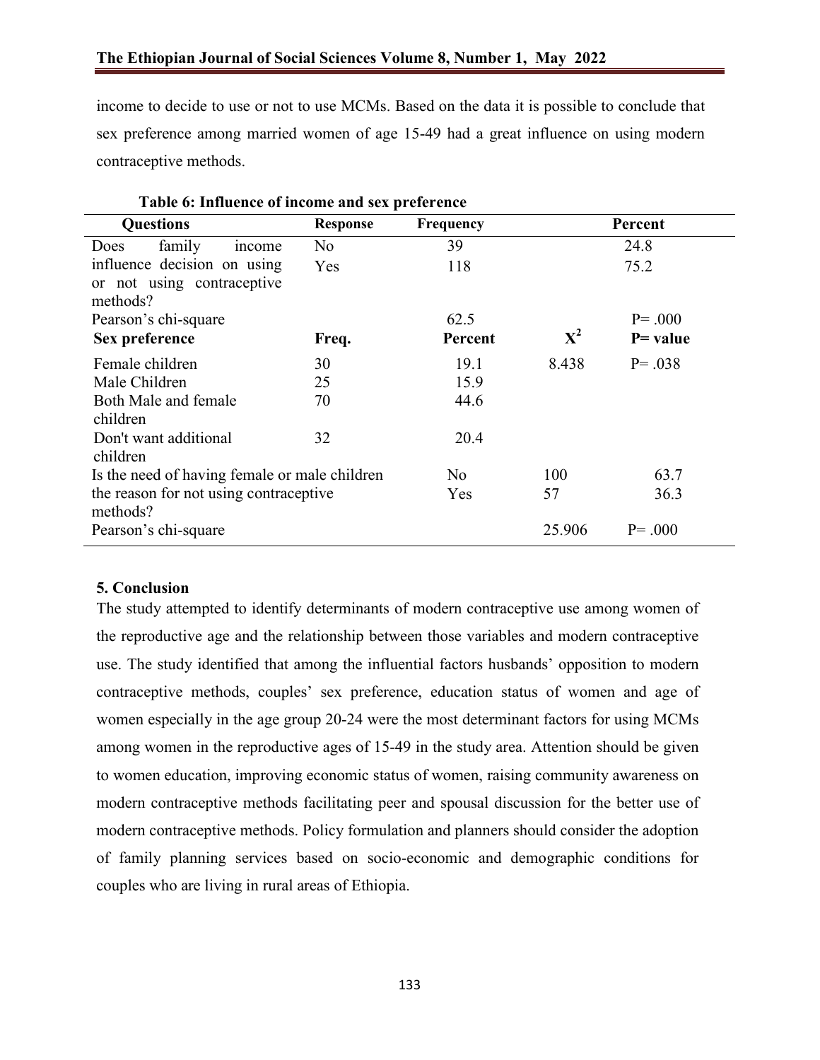income to decide to use or not to use MCMs. Based on the data it is possible to conclude that sex preference among married women of age 15-49 had a great influence on using modern contraceptive methods.

**Table 6: Influence of income and sex preference**

| Questions | Response | Frequency | | Percent |
|---|---|---|---|---|
| Does family income influence decision on using or not using contraceptive methods? | No | 39 | | 24.8 |
| | Yes | 118 | | 75.2 |
| Pearson's chi-square | | 62.5 | | P= .000 |
| **Sex preference** | **Freq.** | **Percent** | **$X^2$** | **P= value** |
| Female children | 30 | 19.1 | 8.438 | P= .038 |
| Male Children | 25 | 15.9 | | |
| Both Male and female children | 70 | 44.6 | | |
| Don't want additional children | 32 | 20.4 | | |
| Is the need of having female or male children the reason for not using contraceptive methods? | | No | 100 | 63.7 |
| | | Yes | 57 | 36.3 |
| Pearson's chi-square | | | 25.906 | P= .000 |

## 5. Conclusion

The study attempted to identify determinants of modern contraceptive use among women of the reproductive age and the relationship between those variables and modern contraceptive use. The study identified that among the influential factors husbands' opposition to modern contraceptive methods, couples' sex preference, education status of women and age of women especially in the age group 20-24 were the most determinant factors for using MCMs among women in the reproductive ages of 15-49 in the study area. Attention should be given to women education, improving economic status of women, raising community awareness on modern contraceptive methods facilitating peer and spousal discussion for the better use of modern contraceptive methods. Policy formulation and planners should consider the adoption of family planning services based on socio-economic and demographic conditions for couples who are living in rural areas of Ethiopia.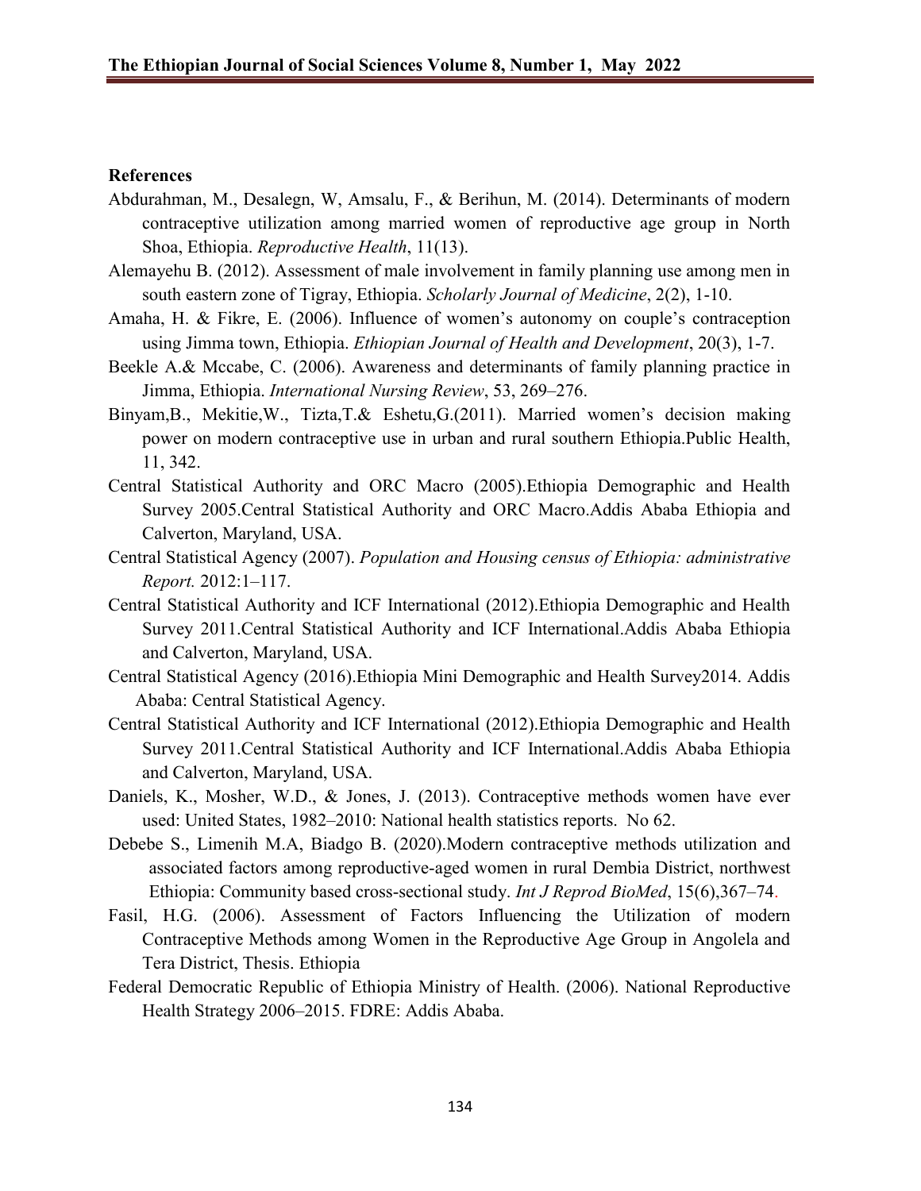**References**

Abdurahman, M., Desalegn, W, Amsalu, F., & Berihun, M. (2014). Determinants of modern contraceptive utilization among married women of reproductive age group in North Shoa, Ethiopia. *Reproductive Health*, 11(13).

Alemayehu B. (2012). Assessment of male involvement in family planning use among men in south eastern zone of Tigray, Ethiopia. *Scholarly Journal of Medicine*, 2(2), 1-10.

Amaha, H. & Fikre, E. (2006). Influence of women's autonomy on couple's contraception using Jimma town, Ethiopia. *Ethiopian Journal of Health and Development*, 20(3), 1-7.

Beekle A.& Mccabe, C. (2006). Awareness and determinants of family planning practice in Jimma, Ethiopia. *International Nursing Review*, 53, 269–276.

Binyam,B., Mekitie,W., Tizta,T.& Eshetu,G.(2011). Married women's decision making power on modern contraceptive use in urban and rural southern Ethiopia.Public Health, 11, 342.

Central Statistical Authority and ORC Macro (2005).Ethiopia Demographic and Health Survey 2005.Central Statistical Authority and ORC Macro.Addis Ababa Ethiopia and Calverton, Maryland, USA.

Central Statistical Agency (2007). *Population and Housing census of Ethiopia: administrative Report.* 2012:1–117.

Central Statistical Authority and ICF International (2012).Ethiopia Demographic and Health Survey 2011.Central Statistical Authority and ICF International.Addis Ababa Ethiopia and Calverton, Maryland, USA.

Central Statistical Agency (2016).Ethiopia Mini Demographic and Health Survey2014. Addis Ababa: Central Statistical Agency.

Central Statistical Authority and ICF International (2012).Ethiopia Demographic and Health Survey 2011.Central Statistical Authority and ICF International.Addis Ababa Ethiopia and Calverton, Maryland, USA.

Daniels, K., Mosher, W.D., & Jones, J. (2013). Contraceptive methods women have ever used: United States, 1982–2010: National health statistics reports. No 62.

Debebe S., Limenih M.A, Biadgo B. (2020).Modern contraceptive methods utilization and associated factors among reproductive-aged women in rural Dembia District, northwest Ethiopia: Community based cross-sectional study. *Int J Reprod BioMed*, 15(6),367–74.

Fasil, H.G. (2006). Assessment of Factors Influencing the Utilization of modern Contraceptive Methods among Women in the Reproductive Age Group in Angolela and Tera District, Thesis. Ethiopia

Federal Democratic Republic of Ethiopia Ministry of Health. (2006). National Reproductive Health Strategy 2006–2015. FDRE: Addis Ababa.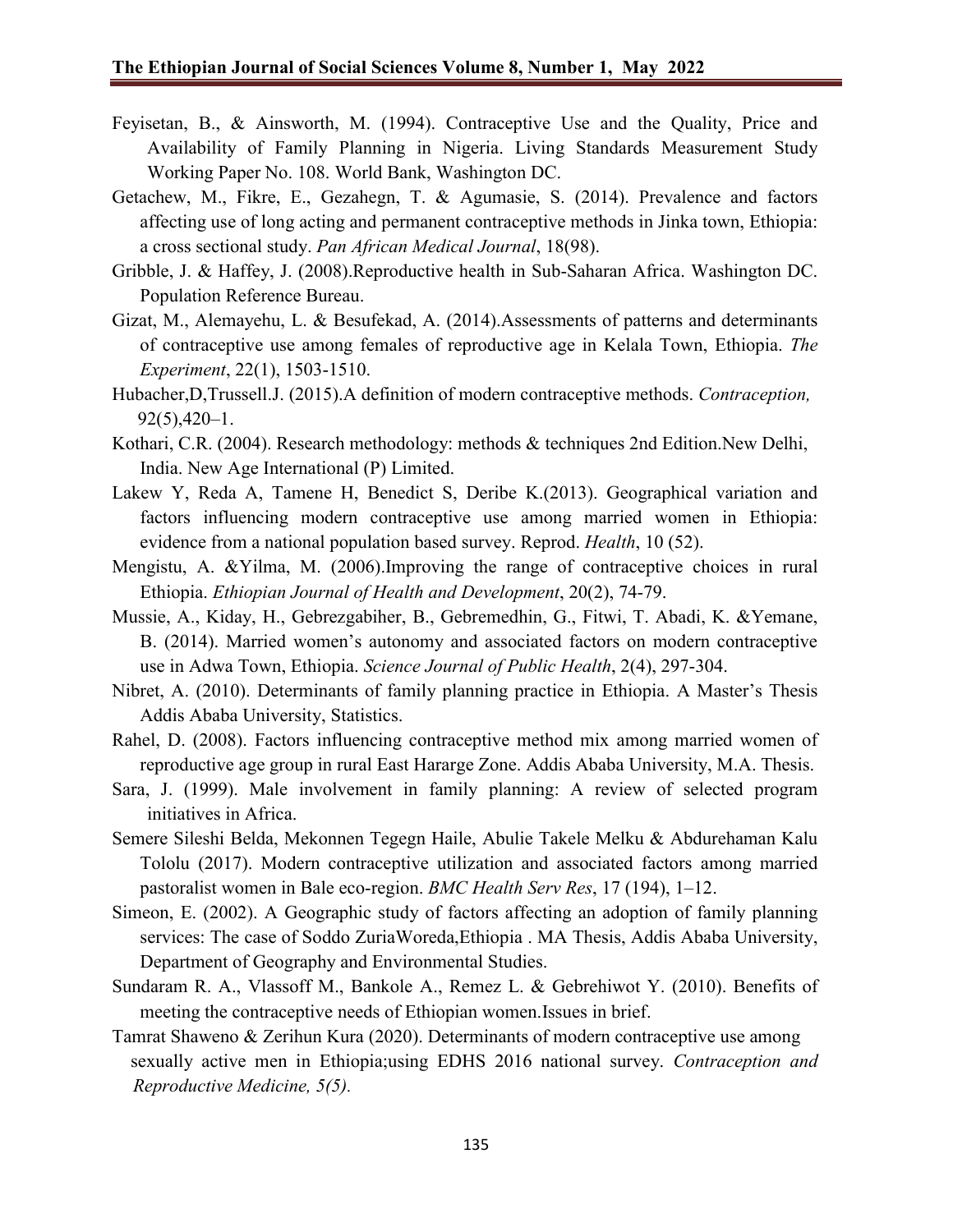Feyisetan, B., & Ainsworth, M. (1994). Contraceptive Use and the Quality, Price and Availability of Family Planning in Nigeria. Living Standards Measurement Study Working Paper No. 108. World Bank, Washington DC.

Getachew, M., Fikre, E., Gezahegn, T. & Agumasie, S. (2014). Prevalence and factors affecting use of long acting and permanent contraceptive methods in Jinka town, Ethiopia: a cross sectional study. *Pan African Medical Journal*, 18(98).

Gribble, J. & Haffey, J. (2008).Reproductive health in Sub-Saharan Africa. Washington DC. Population Reference Bureau.

Gizat, M., Alemayehu, L. & Besufekad, A. (2014).Assessments of patterns and determinants of contraceptive use among females of reproductive age in Kelala Town, Ethiopia. *The Experiment*, 22(1), 1503-1510.

Hubacher,D,Trussell.J. (2015).A definition of modern contraceptive methods. *Contraception,* 92(5),420–1.

Kothari, C.R. (2004). Research methodology: methods & techniques 2nd Edition.New Delhi, India. New Age International (P) Limited.

Lakew Y, Reda A, Tamene H, Benedict S, Deribe K.(2013). Geographical variation and factors influencing modern contraceptive use among married women in Ethiopia: evidence from a national population based survey. Reprod. *Health*, 10 (52).

Mengistu, A. &Yilma, M. (2006).Improving the range of contraceptive choices in rural Ethiopia. *Ethiopian Journal of Health and Development*, 20(2), 74-79.

Mussie, A., Kiday, H., Gebrezgabiher, B., Gebremedhin, G., Fitwi, T. Abadi, K. &Yemane, B. (2014). Married women's autonomy and associated factors on modern contraceptive use in Adwa Town, Ethiopia. *Science Journal of Public Health*, 2(4), 297-304.

Nibret, A. (2010). Determinants of family planning practice in Ethiopia. A Master's Thesis Addis Ababa University, Statistics.

Rahel, D. (2008). Factors influencing contraceptive method mix among married women of reproductive age group in rural East Hararge Zone. Addis Ababa University, M.A. Thesis.

Sara, J. (1999). Male involvement in family planning: A review of selected program initiatives in Africa.

Semere Sileshi Belda, Mekonnen Tegegn Haile, Abulie Takele Melku & Abdurehaman Kalu Tololu (2017). Modern contraceptive utilization and associated factors among married pastoralist women in Bale eco-region. *BMC Health Serv Res*, 17 (194), 1–12.

Simeon, E. (2002). A Geographic study of factors affecting an adoption of family planning services: The case of Soddo ZuriaWoreda,Ethiopia . MA Thesis, Addis Ababa University, Department of Geography and Environmental Studies.

Sundaram R. A., Vlassoff M., Bankole A., Remez L. & Gebrehiwot Y. (2010). Benefits of meeting the contraceptive needs of Ethiopian women.Issues in brief.

Tamrat Shaweno & Zerihun Kura (2020). Determinants of modern contraceptive use among sexually active men in Ethiopia;using EDHS 2016 national survey. *Contraception and Reproductive Medicine, 5(5).*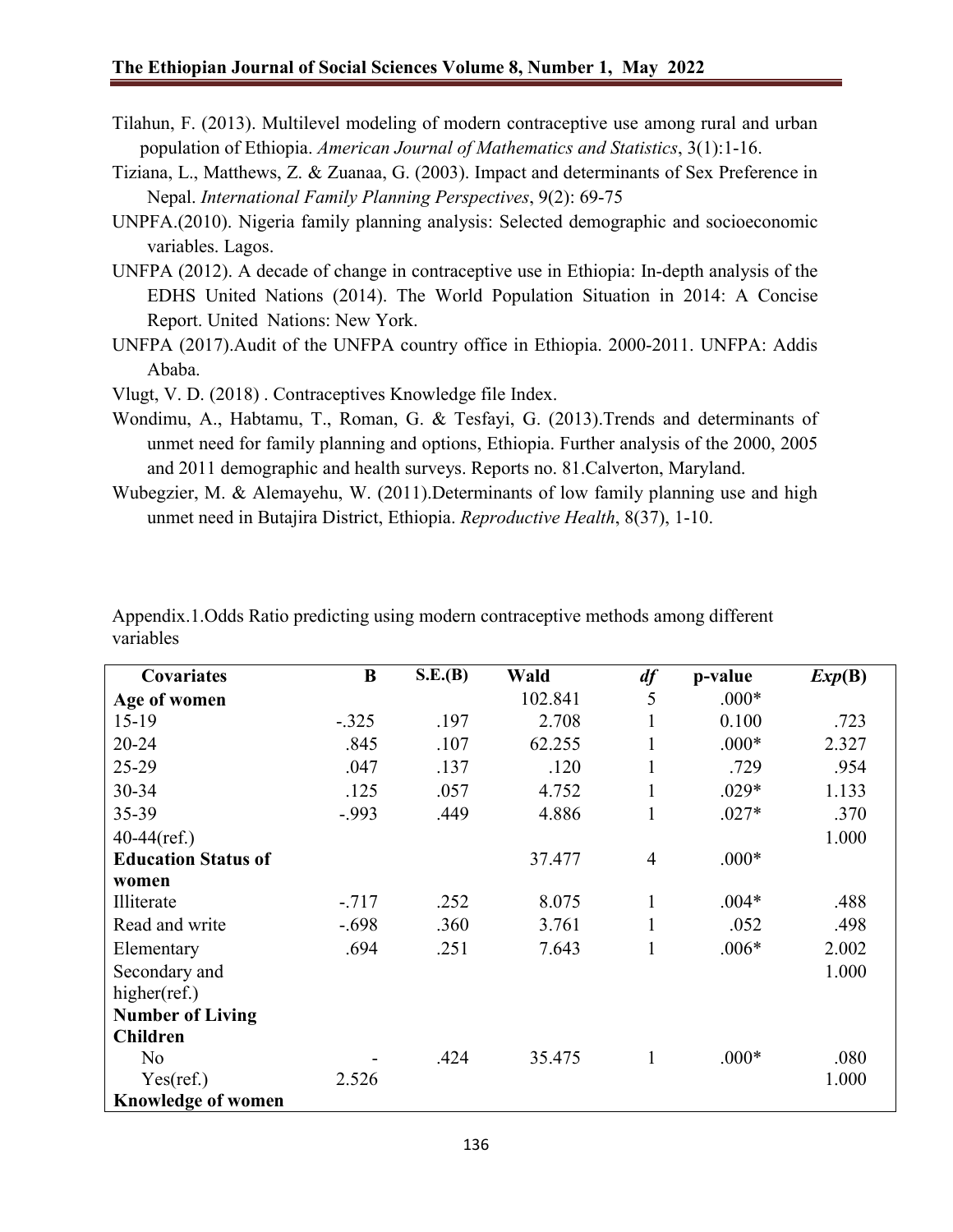Tilahun, F. (2013). Multilevel modeling of modern contraceptive use among rural and urban population of Ethiopia. *American Journal of Mathematics and Statistics*, 3(1):1-16.

Tiziana, L., Matthews, Z. & Zuanaa, G. (2003). Impact and determinants of Sex Preference in Nepal. *International Family Planning Perspectives*, 9(2): 69-75

UNPFA.(2010). Nigeria family planning analysis: Selected demographic and socioeconomic variables. Lagos.

UNFPA (2012). A decade of change in contraceptive use in Ethiopia: In-depth analysis of the EDHS United Nations (2014). The World Population Situation in 2014: A Concise Report. United Nations: New York.

UNFPA (2017).Audit of the UNFPA country office in Ethiopia. 2000-2011. UNFPA: Addis Ababa.

Vlugt, V. D. (2018) . Contraceptives Knowledge file Index.

Wondimu, A., Habtamu, T., Roman, G. & Tesfayi, G. (2013).Trends and determinants of unmet need for family planning and options, Ethiopia. Further analysis of the 2000, 2005 and 2011 demographic and health surveys. Reports no. 81.Calverton, Maryland.

Wubegzier, M. & Alemayehu, W. (2011).Determinants of low family planning use and high unmet need in Butajira District, Ethiopia. *Reproductive Health*, 8(37), 1-10.

Appendix.1.Odds Ratio predicting using modern contraceptive methods among different variables

| Covariates | B | S.E.(B) | Wald | *df* | p-value | *Exp*(B) |
|---|---|---|---|---|---|---|
| **Age of women** | | | 102.841 | 5 | .000* | |
| 15-19 | -.325 | .197 | 2.708 | 1 | 0.100 | .723 |
| 20-24 | .845 | .107 | 62.255 | 1 | .000* | 2.327 |
| 25-29 | .047 | .137 | .120 | 1 | .729 | .954 |
| 30-34 | .125 | .057 | 4.752 | 1 | .029* | 1.133 |
| 35-39 | -.993 | .449 | 4.886 | 1 | .027* | .370 |
| 40-44(ref.) | | | | | | 1.000 |
| **Education Status of women** | | | 37.477 | 4 | .000* | |
| Illiterate | -.717 | .252 | 8.075 | 1 | .004* | .488 |
| Read and write | -.698 | .360 | 3.761 | 1 | .052 | .498 |
| Elementary | .694 | .251 | 7.643 | 1 | .006* | 2.002 |
| Secondary and higher(ref.) | | | | | | 1.000 |
| **Number of Living Children** | | | | | | |
| No | -2.526 | .424 | 35.475 | 1 | .000* | .080 |
| Yes(ref.) | | | | | | 1.000 |
| **Knowledge of women** | | | | | | |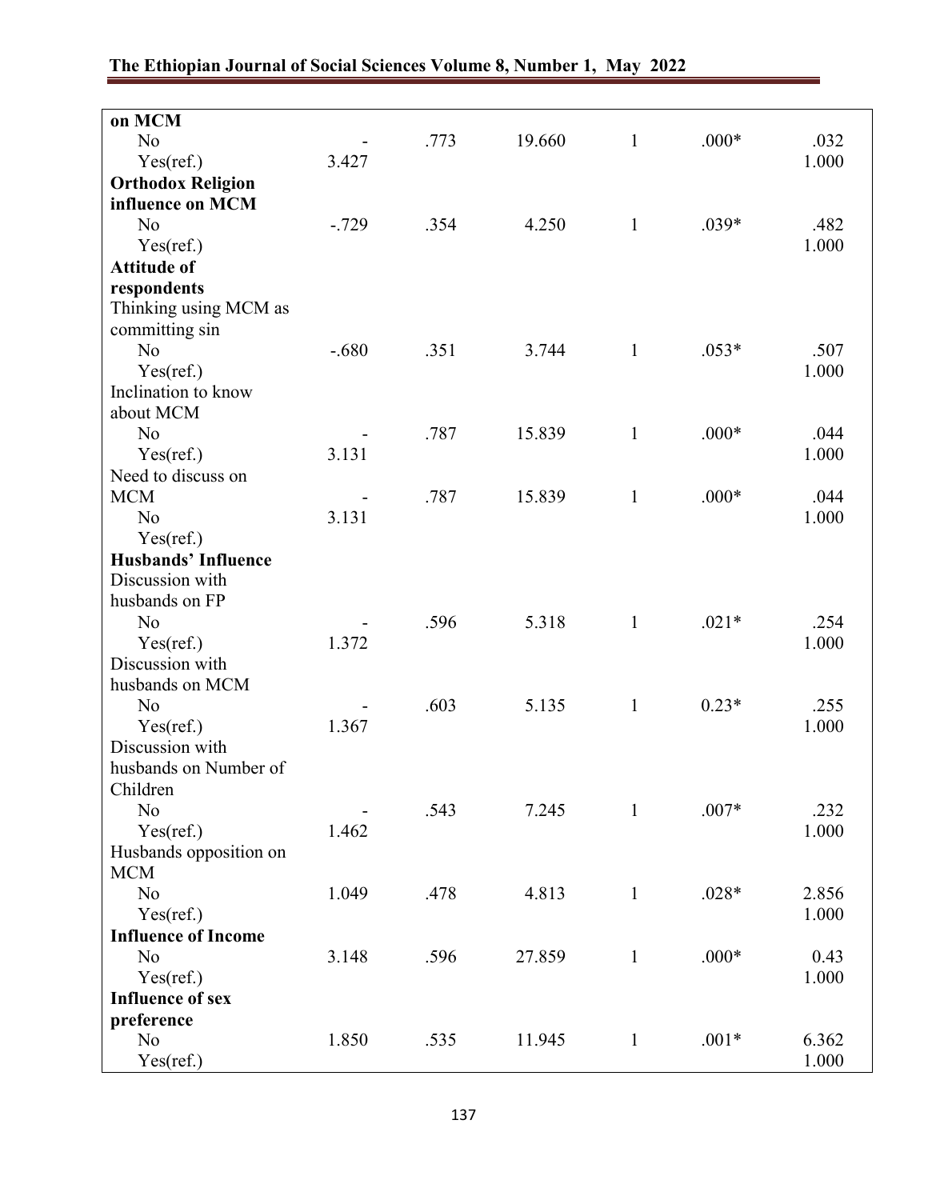| | | | | | | |
|---|---|---|---|---|---|---|
| **on MCM** | | | | | | |
| No | -3.427 | .773 | 19.660 | 1 | .000* | .032 |
| Yes(ref.) | | | | | | 1.000 |
| **Orthodox Religion influence on MCM** | | | | | | |
| No | -.729 | .354 | 4.250 | 1 | .039* | .482 |
| Yes(ref.) | | | | | | 1.000 |
| **Attitude of respondents** | | | | | | |
| Thinking using MCM as committing sin | | | | | | |
| No | -.680 | .351 | 3.744 | 1 | .053* | .507 |
| Yes(ref.) | | | | | | 1.000 |
| Inclination to know about MCM | | | | | | |
| No | -3.131 | .787 | 15.839 | 1 | .000* | .044 |
| Yes(ref.) | | | | | | 1.000 |
| Need to discuss on MCM | -3.131 | .787 | 15.839 | 1 | .000* | .044 |
| No | | | | | | 1.000 |
| Yes(ref.) | | | | | | |
| **Husbands' Influence** | | | | | | |
| Discussion with husbands on FP | | | | | | |
| No | -1.372 | .596 | 5.318 | 1 | .021* | .254 |
| Yes(ref.) | | | | | | 1.000 |
| Discussion with husbands on MCM | | | | | | |
| No | -1.367 | .603 | 5.135 | 1 | 0.23* | .255 |
| Yes(ref.) | | | | | | 1.000 |
| Discussion with husbands on Number of Children | | | | | | |
| No | -1.462 | .543 | 7.245 | 1 | .007* | .232 |
| Yes(ref.) | | | | | | 1.000 |
| Husbands opposition on MCM | | | | | | |
| No | 1.049 | .478 | 4.813 | 1 | .028* | 2.856 |
| Yes(ref.) | | | | | | 1.000 |
| **Influence of Income** | | | | | | |
| No | 3.148 | .596 | 27.859 | 1 | .000* | 0.43 |
| Yes(ref.) | | | | | | 1.000 |
| **Influence of sex preference** | | | | | | |
| No | 1.850 | .535 | 11.945 | 1 | .001* | 6.362 |
| Yes(ref.) | | | | | | 1.000 |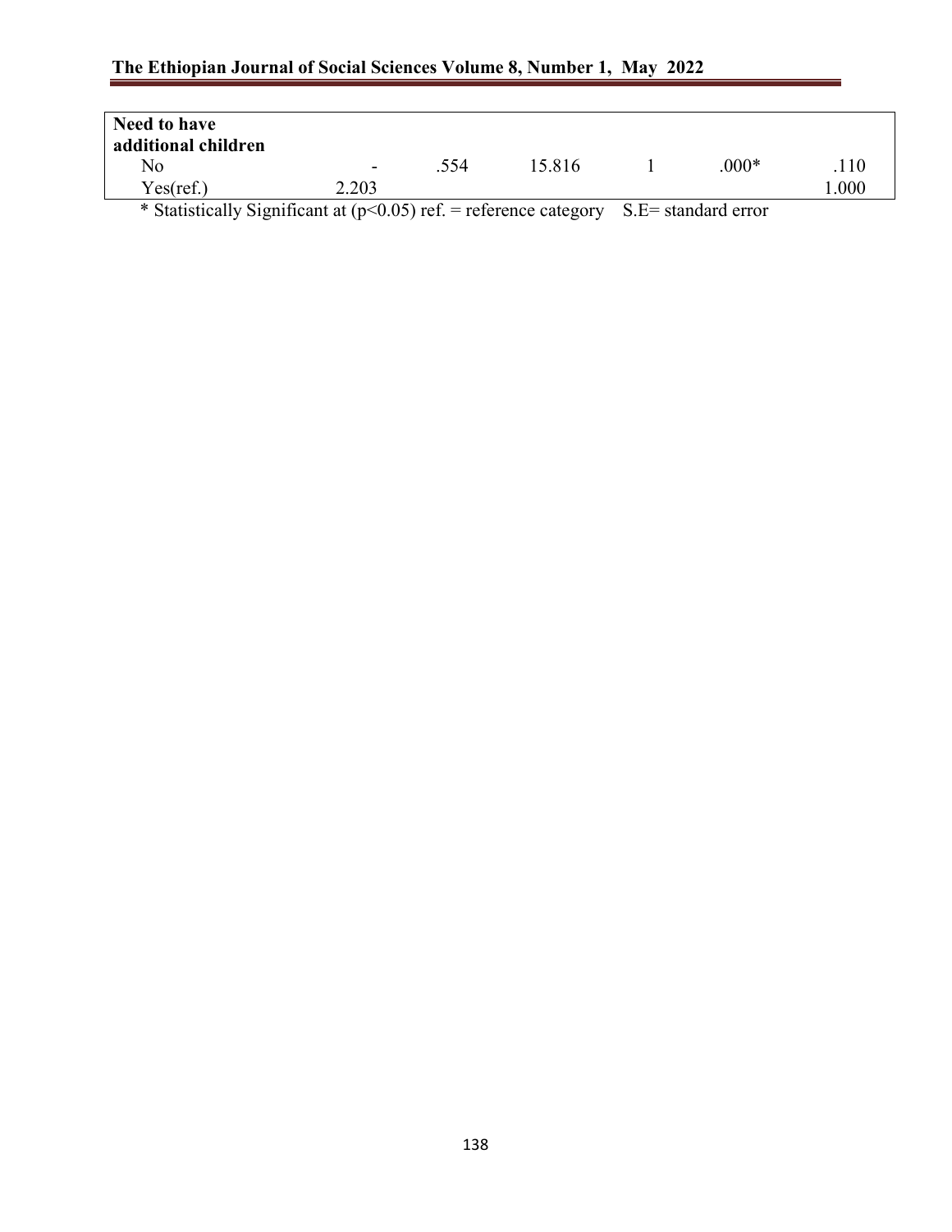| | | | | | | |
|---|---|---|---|---|---|---|
| **Need to have additional children** | | | | | | |
| No | - | .554 | 15.816 | 1 | .000* | .110 |
| Yes(ref.) | 2.203 | | | | | 1.000 |

* Statistically Significant at ($p<0.05$) ref. = reference category S.E= standard error